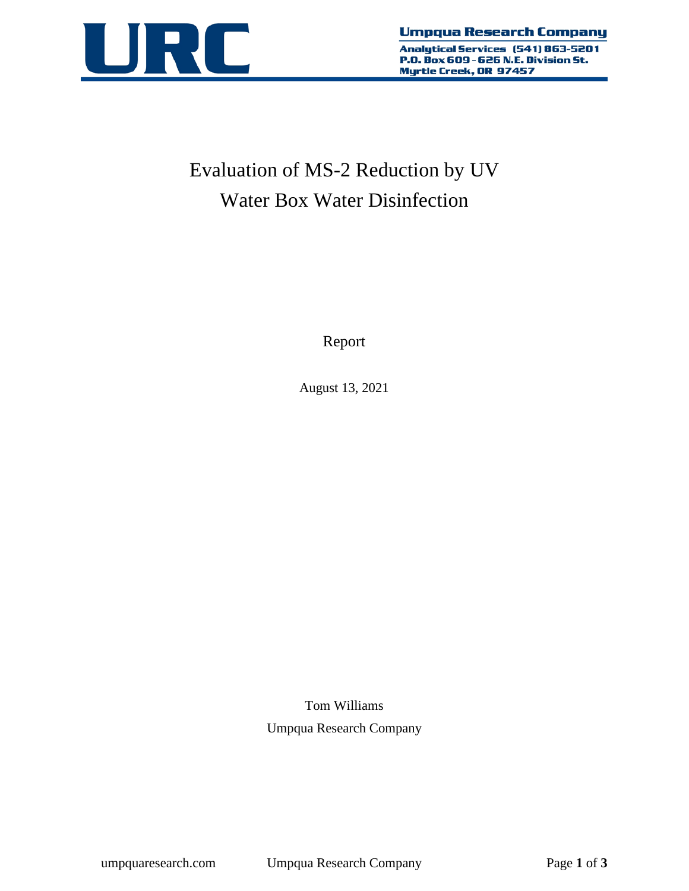# Evaluation of MS-2 Reduction by UV Water Box Water Disinfection

Report

August 13, 2021

Tom Williams

Umpqua Research Company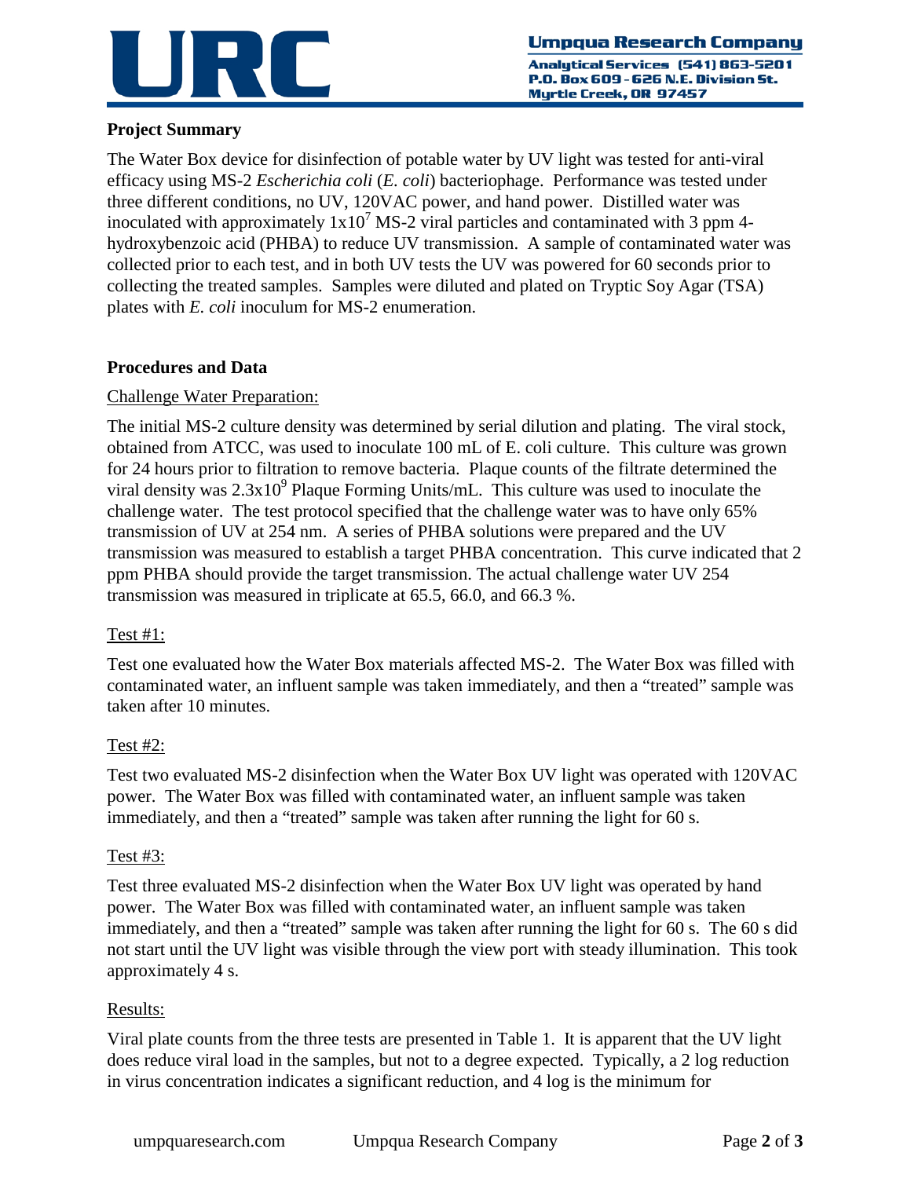## Project Summary

The Water Box device for disinfection of potable water by UV light was tested for anti-viral efficacy using MS-2 *Escherichia coli* (*E. coli*) bacteriophage. Performance was tested under three different conditions, no UV, 120VAC power, and hand power. Distilled water was inoculated with approximately $1 \times 10^7$ MS-2 viral particles and contaminated with 3 ppm 4-hydroxybenzoic acid (PHBA) to reduce UV transmission. A sample of contaminated water was collected prior to each test, and in both UV tests the UV was powered for 60 seconds prior to collecting the treated samples. Samples were diluted and plated on Tryptic Soy Agar (TSA) plates with *E. coli* inoculum for MS-2 enumeration.

## Procedures and Data

Challenge Water Preparation:

The initial MS-2 culture density was determined by serial dilution and plating. The viral stock, obtained from ATCC, was used to inoculate 100 mL of E. coli culture. This culture was grown for 24 hours prior to filtration to remove bacteria. Plaque counts of the filtrate determined the viral density was $2.3 \times 10^9$ Plaque Forming Units/mL. This culture was used to inoculate the challenge water. The test protocol specified that the challenge water was to have only 65% transmission of UV at 254 nm. A series of PHBA solutions were prepared and the UV transmission was measured to establish a target PHBA concentration. This curve indicated that 2 ppm PHBA should provide the target transmission. The actual challenge water UV 254 transmission was measured in triplicate at 65.5, 66.0, and 66.3 %.

Test #1:

Test one evaluated how the Water Box materials affected MS-2. The Water Box was filled with contaminated water, an influent sample was taken immediately, and then a "treated" sample was taken after 10 minutes.

Test #2:

Test two evaluated MS-2 disinfection when the Water Box UV light was operated with 120VAC power. The Water Box was filled with contaminated water, an influent sample was taken immediately, and then a "treated" sample was taken after running the light for 60 s.

Test #3:

Test three evaluated MS-2 disinfection when the Water Box UV light was operated by hand power. The Water Box was filled with contaminated water, an influent sample was taken immediately, and then a "treated" sample was taken after running the light for 60 s. The 60 s did not start until the UV light was visible through the view port with steady illumination. This took approximately 4 s.

Results:

Viral plate counts from the three tests are presented in Table 1. It is apparent that the UV light does reduce viral load in the samples, but not to a degree expected. Typically, a 2 log reduction in virus concentration indicates a significant reduction, and 4 log is the minimum for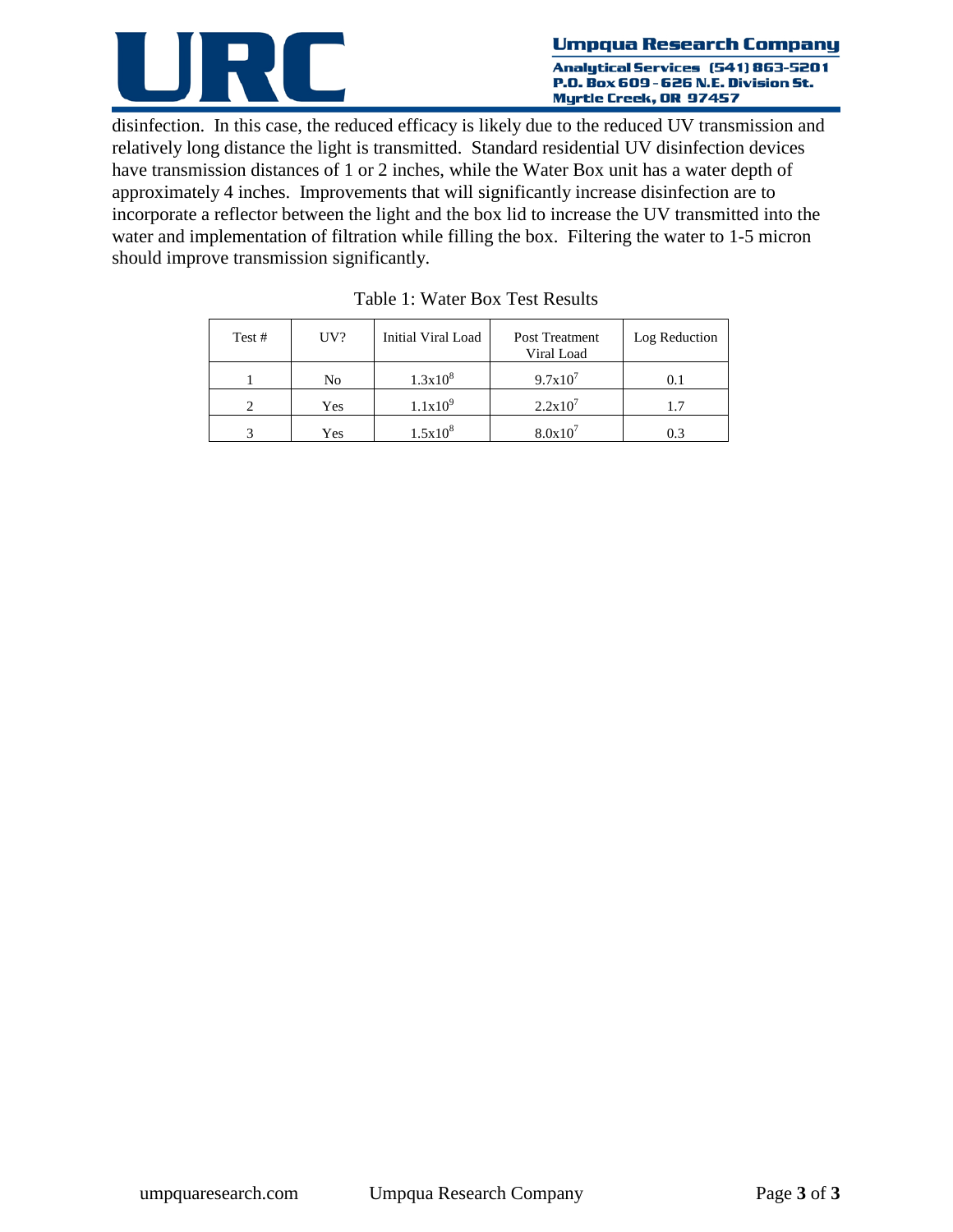disinfection. In this case, the reduced efficacy is likely due to the reduced UV transmission and relatively long distance the light is transmitted. Standard residential UV disinfection devices have transmission distances of 1 or 2 inches, while the Water Box unit has a water depth of approximately 4 inches. Improvements that will significantly increase disinfection are to incorporate a reflector between the light and the box lid to increase the UV transmitted into the water and implementation of filtration while filling the box. Filtering the water to 1-5 micron should improve transmission significantly.

Table 1: Water Box Test Results

| Test # | UV? | Initial Viral Load | Post Treatment Viral Load | Log Reduction |
|---|---|---|---|---|
| 1 | No | $1.3 \times 10^{8}$ | $9.7 \times 10^{7}$ | 0.1 |
| 2 | Yes | $1.1 \times 10^{9}$ | $2.2 \times 10^{7}$ | 1.7 |
| 3 | Yes | $1.5 \times 10^{8}$ | $8.0 \times 10^{7}$ | 0.3 |